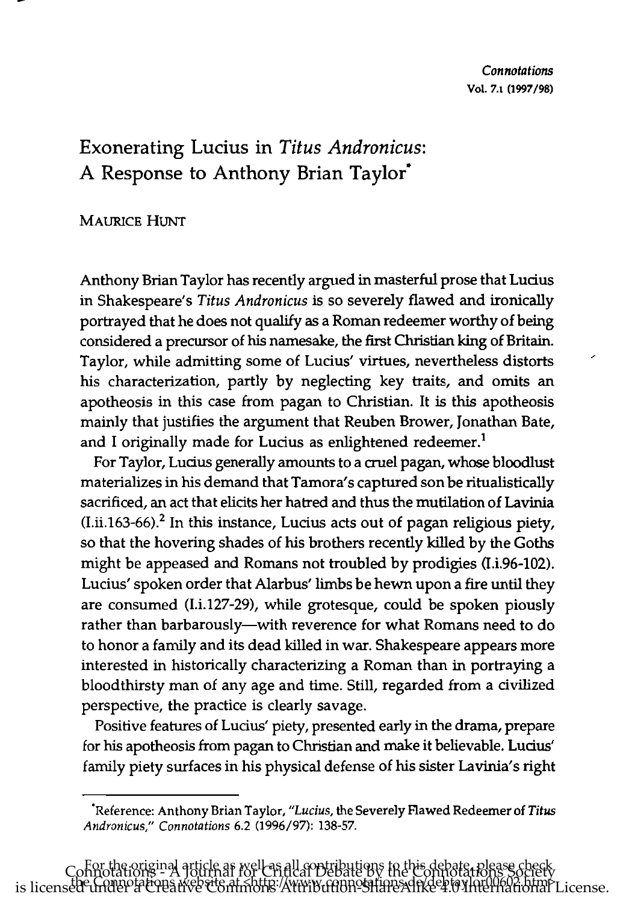# Exonerating Lucius in *Titus Andronicus*: A Response to Anthony Brian Taylor*

MAURICE HUNT

Anthony Brian Taylor has recently argued in masterful prose that Lucius in Shakespeare's *Titus Andronicus* is so severely flawed and ironically portrayed that he does not qualify as a Roman redeemer worthy of being considered a precursor of his namesake, the first Christian king of Britain. Taylor, while admitting some of Lucius' virtues, nevertheless distorts his characterization, partly by neglecting key traits, and omits an apotheosis in this case from pagan to Christian. It is this apotheosis mainly that justifies the argument that Reuben Brower, Jonathan Bate, and I originally made for Lucius as enlightened redeemer.[1]

For Taylor, Lucius generally amounts to a cruel pagan, whose bloodlust materializes in his demand that Tamora's captured son be ritualistically sacrificed, an act that elicits her hatred and thus the mutilation of Lavinia (I.ii.163-66).[2] In this instance, Lucius acts out of pagan religious piety, so that the hovering shades of his brothers recently killed by the Goths might be appeased and Romans not troubled by prodigies (I.i.96-102). Lucius' spoken order that Alarbus' limbs be hewn upon a fire until they are consumed (I.i.127-29), while grotesque, could be spoken piously rather than barbarously—with reverence for what Romans need to do to honor a family and its dead killed in war. Shakespeare appears more interested in historically characterizing a Roman than in portraying a bloodthirsty man of any age and time. Still, regarded from a civilized perspective, the practice is clearly savage.

Positive features of Lucius' piety, presented early in the drama, prepare for his apotheosis from pagan to Christian and make it believable. Lucius' family piety surfaces in his physical defense of his sister Lavinia's right

---

*Reference: Anthony Brian Taylor, "*Lucius*, the Severely Flawed Redeemer of *Titus Andronicus*," *Connotations* 6.2 (1996/97): 138-57.

For the original article as well as all contributions to this debate, please check the Connotations website at <http://www.connotations.de/debtaylor00602.htm>.

Connotations - A Journal for Critical Debate by the Connotations Society is licensed under a Creative Commons Attribution-ShareAlike 4.0 International License.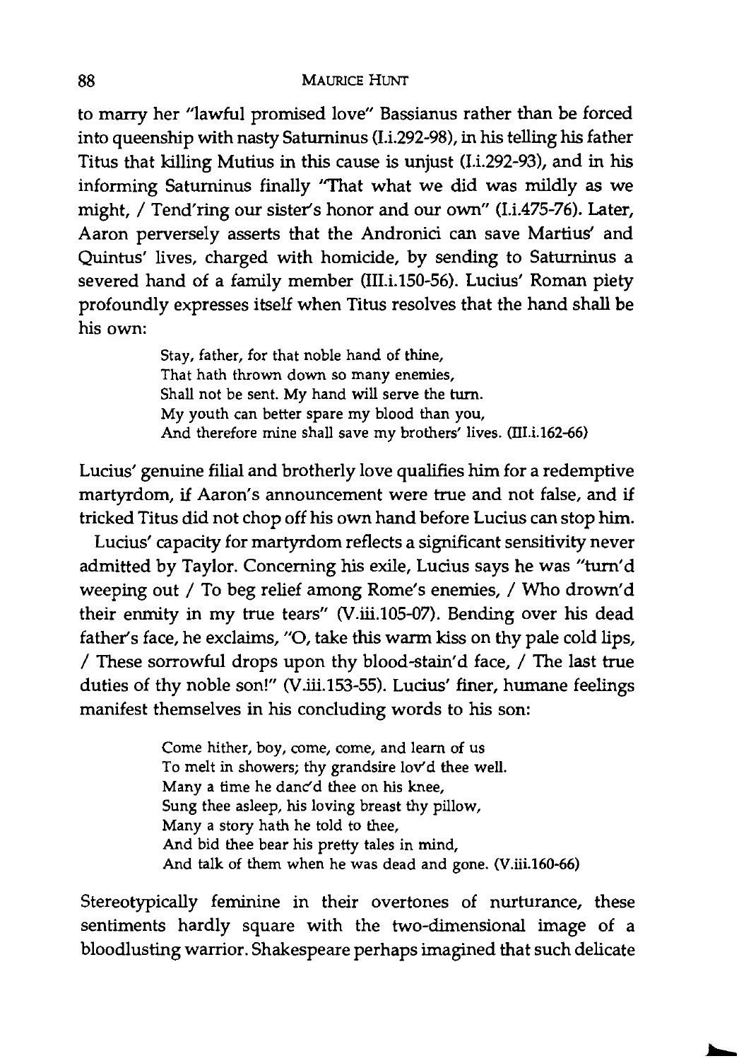to marry her "lawful promised love" Bassianus rather than be forced into queenship with nasty Saturninus (I.i.292-98), in his telling his father Titus that killing Mutius in this cause is unjust (I.i.292-93), and in his informing Saturninus finally "That what we did was mildly as we might, / Tend'ring our sister's honor and our own" (I.i.475-76). Later, Aaron perversely asserts that the Andronici can save Martius' and Quintus' lives, charged with homicide, by sending to Saturninus a severed hand of a family member (III.i.150-56). Lucius' Roman piety profoundly expresses itself when Titus resolves that the hand shall be his own:

> Stay, father, for that noble hand of thine,
> That hath thrown down so many enemies,
> Shall not be sent. My hand will serve the turn.
> My youth can better spare my blood than you,
> And therefore mine shall save my brothers' lives. (III.i.162-66)

Lucius' genuine filial and brotherly love qualifies him for a redemptive martyrdom, if Aaron's announcement were true and not false, and if tricked Titus did not chop off his own hand before Lucius can stop him.

Lucius' capacity for martyrdom reflects a significant sensitivity never admitted by Taylor. Concerning his exile, Lucius says he was "turn'd weeping out / To beg relief among Rome's enemies, / Who drown'd their enmity in my true tears" (V.iii.105-07). Bending over his dead father's face, he exclaims, "O, take this warm kiss on thy pale cold lips, / These sorrowful drops upon thy blood-stain'd face, / The last true duties of thy noble son!" (V.iii.153-55). Lucius' finer, humane feelings manifest themselves in his concluding words to his son:

> Come hither, boy, come, come, and learn of us
> To melt in showers; thy grandsire lov'd thee well.
> Many a time he danc'd thee on his knee,
> Sung thee asleep, his loving breast thy pillow,
> Many a story hath he told to thee,
> And bid thee bear his pretty tales in mind,
> And talk of them when he was dead and gone. (V.iii.160-66)

Stereotypically feminine in their overtones of nurturance, these sentiments hardly square with the two-dimensional image of a bloodlusting warrior. Shakespeare perhaps imagined that such delicate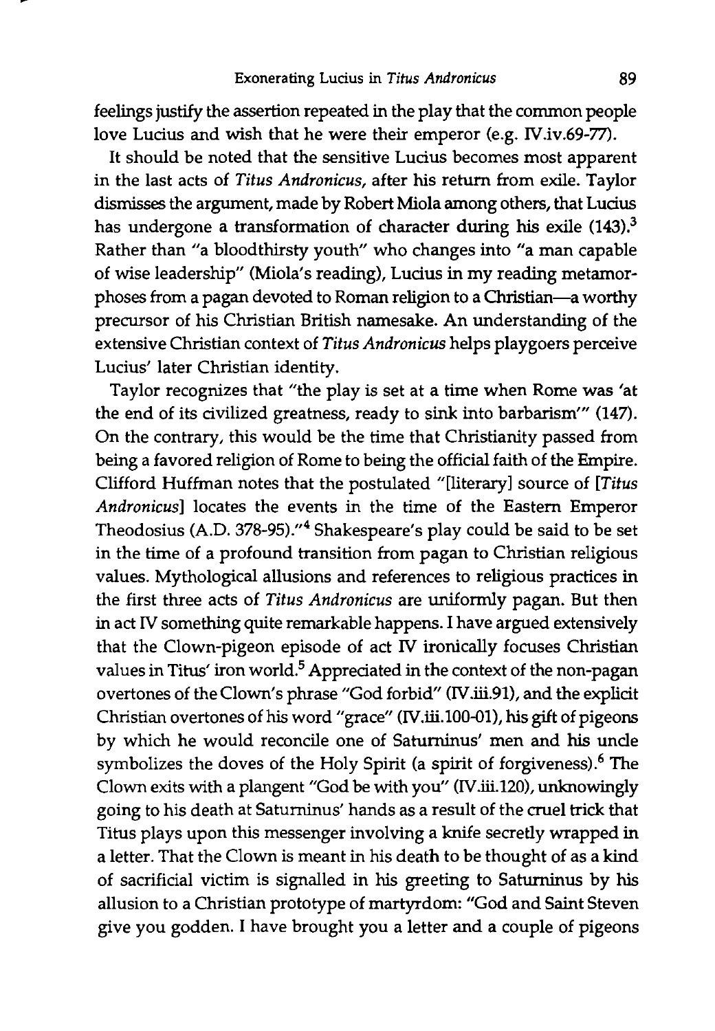feelings justify the assertion repeated in the play that the common people love Lucius and wish that he were their emperor (e.g. IV.iv.69-77).

It should be noted that the sensitive Lucius becomes most apparent in the last acts of *Titus Andronicus*, after his return from exile. Taylor dismisses the argument, made by Robert Miola among others, that Lucius has undergone a transformation of character during his exile (143).[3] Rather than "a bloodthirsty youth" who changes into "a man capable of wise leadership" (Miola's reading), Lucius in my reading metamorphoses from a pagan devoted to Roman religion to a Christian—a worthy precursor of his Christian British namesake. An understanding of the extensive Christian context of *Titus Andronicus* helps playgoers perceive Lucius' later Christian identity.

Taylor recognizes that "the play is set at a time when Rome was 'at the end of its civilized greatness, ready to sink into barbarism'" (147). On the contrary, this would be the time that Christianity passed from being a favored religion of Rome to being the official faith of the Empire. Clifford Huffman notes that the postulated "[literary] source of [*Titus Andronicus*] locates the events in the time of the Eastern Emperor Theodosius (A.D. 378-95)."[4] Shakespeare's play could be said to be set in the time of a profound transition from pagan to Christian religious values. Mythological allusions and references to religious practices in the first three acts of *Titus Andronicus* are uniformly pagan. But then in act IV something quite remarkable happens. I have argued extensively that the Clown-pigeon episode of act IV ironically focuses Christian values in Titus' iron world.[5] Appreciated in the context of the non-pagan overtones of the Clown's phrase "God forbid" (IV.iii.91), and the explicit Christian overtones of his word "grace" (IV.iii.100-01), his gift of pigeons by which he would reconcile one of Saturninus' men and his uncle symbolizes the doves of the Holy Spirit (a spirit of forgiveness).[6] The Clown exits with a plangent "God be with you" (IV.iii.120), unknowingly going to his death at Saturninus' hands as a result of the cruel trick that Titus plays upon this messenger involving a knife secretly wrapped in a letter. That the Clown is meant in his death to be thought of as a kind of sacrificial victim is signalled in his greeting to Saturninus by his allusion to a Christian prototype of martyrdom: "God and Saint Steven give you godden. I have brought you a letter and a couple of pigeons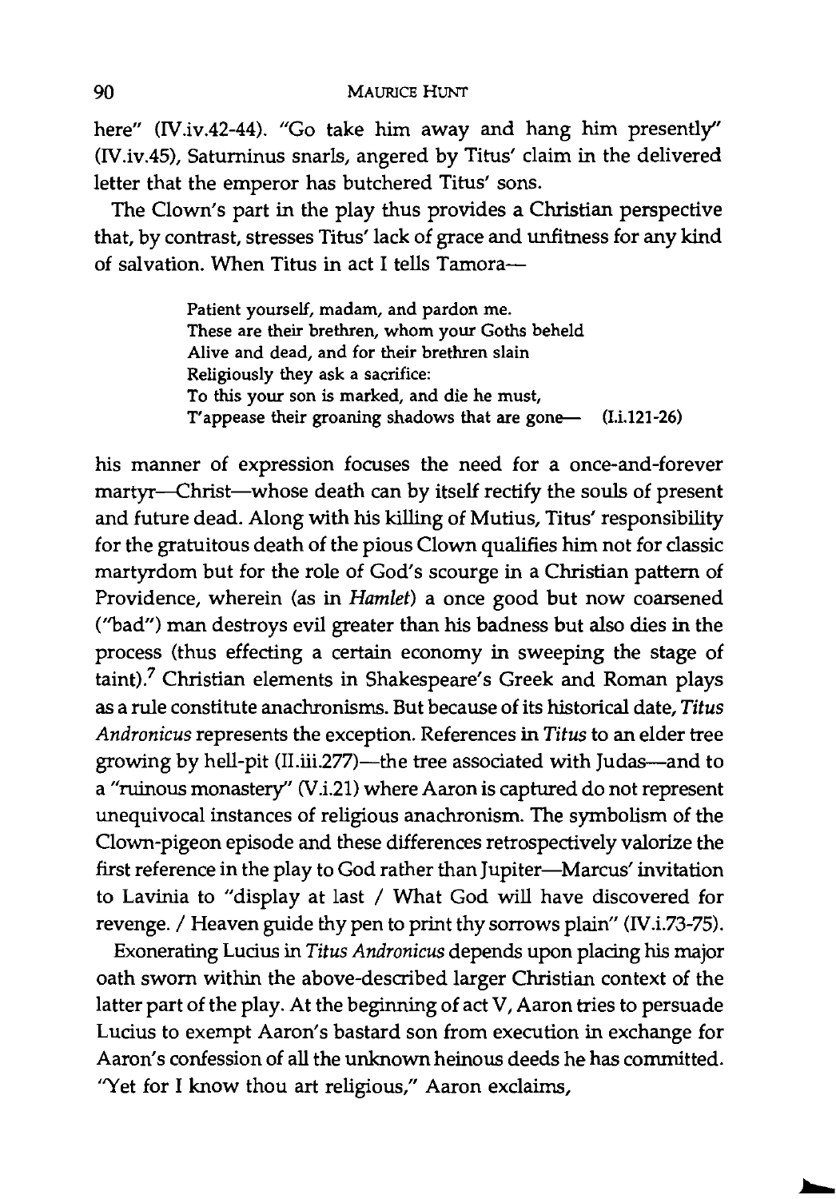here" (IV.iv.42-44). "Go take him away and hang him presently" (IV.iv.45), Saturninus snarls, angered by Titus' claim in the delivered letter that the emperor has butchered Titus' sons.

The Clown's part in the play thus provides a Christian perspective that, by contrast, stresses Titus' lack of grace and unfitness for any kind of salvation. When Titus in act I tells Tamora—

> Patient yourself, madam, and pardon me.
> These are their brethren, whom your Goths beheld
> Alive and dead, and for their brethren slain
> Religiously they ask a sacrifice:
> To this your son is marked, and die he must,
> T'appease their groaning shadows that are gone— (I.i.121-26)

his manner of expression focuses the need for a once-and-forever martyr—Christ—whose death can by itself rectify the souls of present and future dead. Along with his killing of Mutius, Titus' responsibility for the gratuitous death of the pious Clown qualifies him not for classic martyrdom but for the role of God's scourge in a Christian pattern of Providence, wherein (as in *Hamlet*) a once good but now coarsened ("bad") man destroys evil greater than his badness but also dies in the process (thus effecting a certain economy in sweeping the stage of taint).[7] Christian elements in Shakespeare's Greek and Roman plays as a rule constitute anachronisms. But because of its historical date, *Titus Andronicus* represents the exception. References in *Titus* to an elder tree growing by hell-pit (II.iii.277)—the tree associated with Judas—and to a "ruinous monastery" (V.i.21) where Aaron is captured do not represent unequivocal instances of religious anachronism. The symbolism of the Clown-pigeon episode and these differences retrospectively valorize the first reference in the play to God rather than Jupiter—Marcus' invitation to Lavinia to "display at last / What God will have discovered for revenge. / Heaven guide thy pen to print thy sorrows plain" (IV.i.73-75).

Exonerating Lucius in *Titus Andronicus* depends upon placing his major oath sworn within the above-described larger Christian context of the latter part of the play. At the beginning of act V, Aaron tries to persuade Lucius to exempt Aaron's bastard son from execution in exchange for Aaron's confession of all the unknown heinous deeds he has committed. "Yet for I know thou art religious," Aaron exclaims,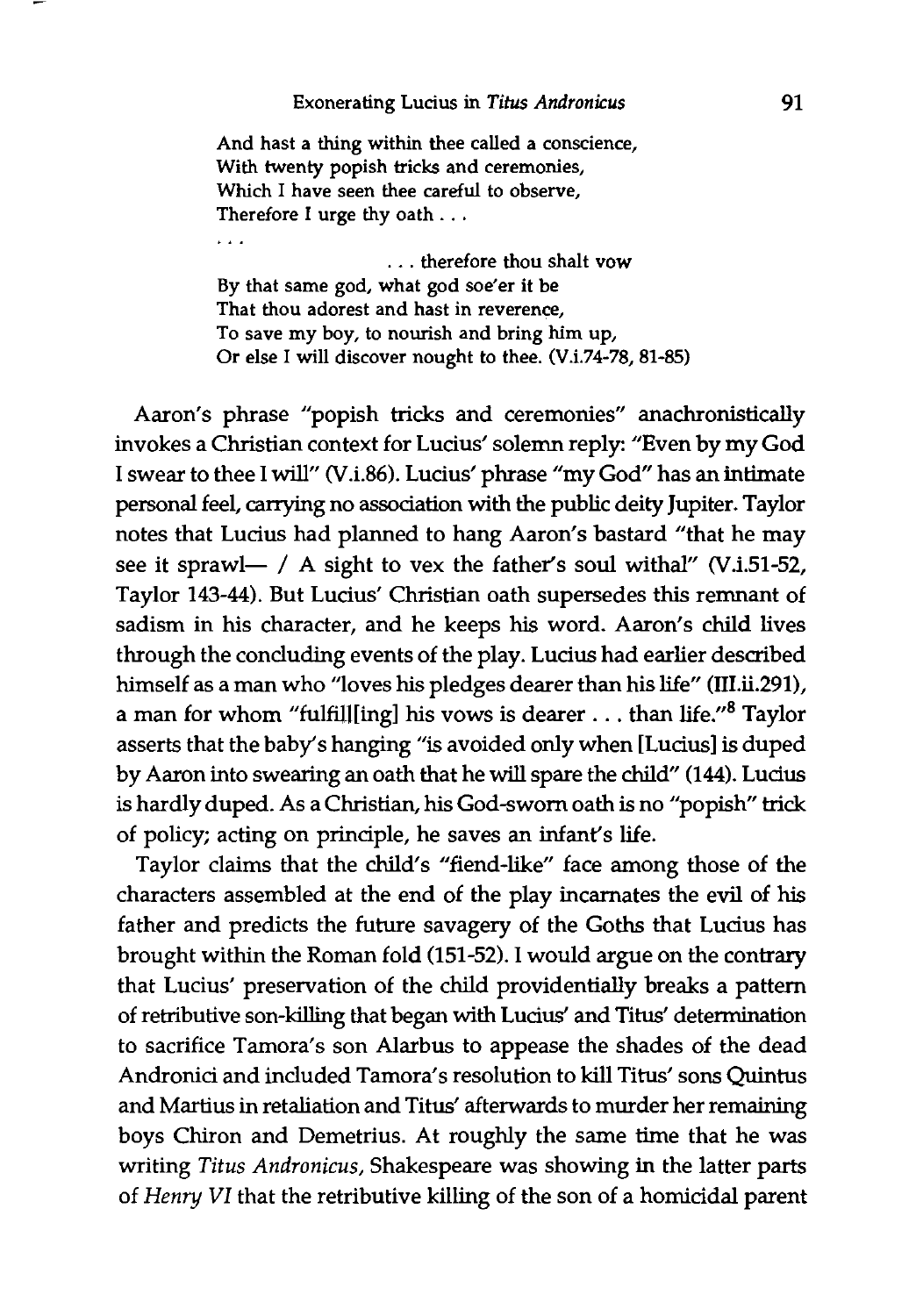> And hast a thing within thee called a conscience,
> With twenty popish tricks and ceremonies,
> Which I have seen thee careful to observe,
> Therefore I urge thy oath . . .
>
> . . .
>
> . . . therefore thou shalt vow
> By that same god, what god soe'er it be
> That thou adorest and hast in reverence,
> To save my boy, to nourish and bring him up,
> Or else I will discover nought to thee. (V.i.74-78, 81-85)

Aaron's phrase "popish tricks and ceremonies" anachronistically invokes a Christian context for Lucius' solemn reply: "Even by my God I swear to thee I will" (V.i.86). Lucius' phrase "my God" has an intimate personal feel, carrying no association with the public deity Jupiter. Taylor notes that Lucius had planned to hang Aaron's bastard "that he may see it sprawl— / A sight to vex the father's soul withal" (V.i.51-52, Taylor 143-44). But Lucius' Christian oath supersedes this remnant of sadism in his character, and he keeps his word. Aaron's child lives through the concluding events of the play. Lucius had earlier described himself as a man who "loves his pledges dearer than his life" (III.ii.291), a man for whom "fulfil[ing] his vows is dearer . . . than life."[8] Taylor asserts that the baby's hanging "is avoided only when [Lucius] is duped by Aaron into swearing an oath that he will spare the child" (144). Lucius is hardly duped. As a Christian, his God-sworn oath is no "popish" trick of policy; acting on principle, he saves an infant's life.

Taylor claims that the child's "fiend-like" face among those of the characters assembled at the end of the play incarnates the evil of his father and predicts the future savagery of the Goths that Lucius has brought within the Roman fold (151-52). I would argue on the contrary that Lucius' preservation of the child providentially breaks a pattern of retributive son-killing that began with Lucius' and Titus' determination to sacrifice Tamora's son Alarbus to appease the shades of the dead Andronici and included Tamora's resolution to kill Titus' sons Quintus and Martius in retaliation and Titus' afterwards to murder her remaining boys Chiron and Demetrius. At roughly the same time that he was writing *Titus Andronicus*, Shakespeare was showing in the latter parts of *Henry VI* that the retributive killing of the son of a homicidal parent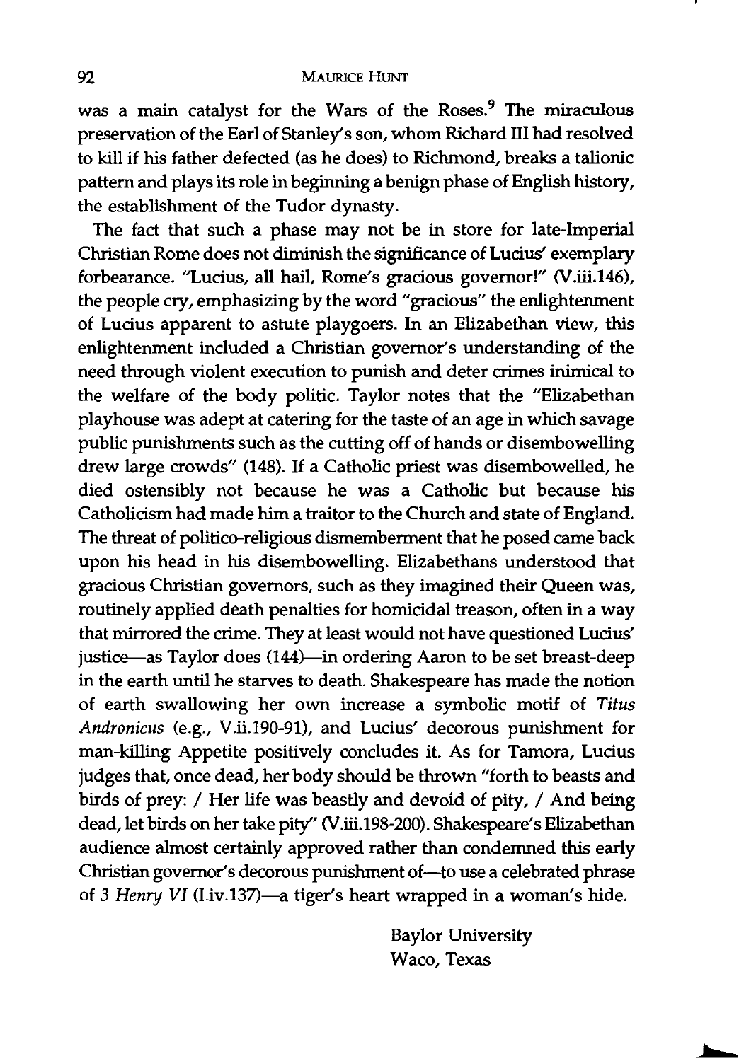was a main catalyst for the Wars of the Roses.[9] The miraculous preservation of the Earl of Stanley's son, whom Richard III had resolved to kill if his father defected (as he does) to Richmond, breaks a talionic pattern and plays its role in beginning a benign phase of English history, the establishment of the Tudor dynasty.

The fact that such a phase may not be in store for late-Imperial Christian Rome does not diminish the significance of Lucius' exemplary forbearance. "Lucius, all hail, Rome's gracious governor!" (V.iii.146), the people cry, emphasizing by the word "gracious" the enlightenment of Lucius apparent to astute playgoers. In an Elizabethan view, this enlightenment included a Christian governor's understanding of the need through violent execution to punish and deter crimes inimical to the welfare of the body politic. Taylor notes that the "Elizabethan playhouse was adept at catering for the taste of an age in which savage public punishments such as the cutting off of hands or disembowelling drew large crowds" (148). If a Catholic priest was disembowelled, he died ostensibly not because he was a Catholic but because his Catholicism had made him a traitor to the Church and state of England. The threat of politico-religious dismemberment that he posed came back upon his head in his disembowelling. Elizabethans understood that gracious Christian governors, such as they imagined their Queen was, routinely applied death penalties for homicidal treason, often in a way that mirrored the crime. They at least would not have questioned Lucius' justice—as Taylor does (144)—in ordering Aaron to be set breast-deep in the earth until he starves to death. Shakespeare has made the notion of earth swallowing her own increase a symbolic motif of *Titus Andronicus* (e.g., V.ii.190-91), and Lucius' decorous punishment for man-killing Appetite positively concludes it. As for Tamora, Lucius judges that, once dead, her body should be thrown "forth to beasts and birds of prey: / Her life was beastly and devoid of pity, / And being dead, let birds on her take pity" (V.iii.198-200). Shakespeare's Elizabethan audience almost certainly approved rather than condemned this early Christian governor's decorous punishment of—to use a celebrated phrase of *3 Henry VI* (I.iv.137)—a tiger's heart wrapped in a woman's hide.

Baylor University
Waco, Texas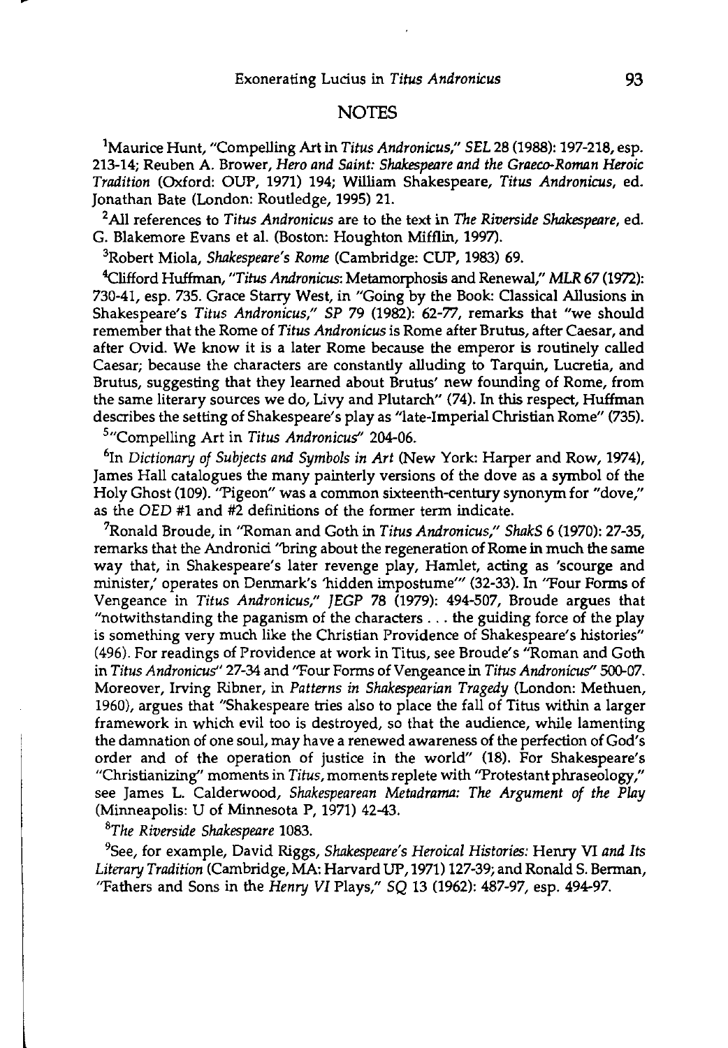## NOTES

[1]Maurice Hunt, "Compelling Art in *Titus Andronicus*," *SEL* 28 (1988): 197-218, esp. 213-14; Reuben A. Brower, *Hero and Saint: Shakespeare and the Graeco-Roman Heroic Tradition* (Oxford: OUP, 1971) 194; William Shakespeare, *Titus Andronicus*, ed. Jonathan Bate (London: Routledge, 1995) 21.

[2]All references to *Titus Andronicus* are to the text in *The Riverside Shakespeare*, ed. G. Blakemore Evans et al. (Boston: Houghton Mifflin, 1997).

[3]Robert Miola, *Shakespeare's Rome* (Cambridge: CUP, 1983) 69.

[4]Clifford Huffman, "*Titus Andronicus*: Metamorphosis and Renewal," *MLR* 67 (1972): 730-41, esp. 735. Grace Starry West, in "Going by the Book: Classical Allusions in Shakespeare's *Titus Andronicus*," *SP* 79 (1982): 62-77, remarks that "we should remember that the Rome of *Titus Andronicus* is Rome after Brutus, after Caesar, and after Ovid. We know it is a later Rome because the emperor is routinely called Caesar; because the characters are constantly alluding to Tarquin, Lucretia, and Brutus, suggesting that they learned about Brutus' new founding of Rome, from the same literary sources we do, Livy and Plutarch" (74). In this respect, Huffman describes the setting of Shakespeare's play as "late-Imperial Christian Rome" (735).

[5]"Compelling Art in *Titus Andronicus*" 204-06.

[6]In *Dictionary of Subjects and Symbols in Art* (New York: Harper and Row, 1974), James Hall catalogues the many painterly versions of the dove as a symbol of the Holy Ghost (109). "Pigeon" was a common sixteenth-century synonym for "dove," as the *OED* #1 and #2 definitions of the former term indicate.

[7]Ronald Broude, in "Roman and Goth in *Titus Andronicus*," *ShakS* 6 (1970): 27-35, remarks that the Andronici "bring about the regeneration of Rome in much the same way that, in Shakespeare's later revenge play, Hamlet, acting as 'scourge and minister,' operates on Denmark's 'hidden impostume'" (32-33). In "Four Forms of Vengeance in *Titus Andronicus*," *JEGP* 78 (1979): 494-507, Broude argues that "notwithstanding the paganism of the characters . . . the guiding force of the play is something very much like the Christian Providence of Shakespeare's histories" (496). For readings of Providence at work in Titus, see Broude's "Roman and Goth in *Titus Andronicus*" 27-34 and "Four Forms of Vengeance in *Titus Andronicus*" 500-07. Moreover, Irving Ribner, in *Patterns in Shakespearian Tragedy* (London: Methuen, 1960), argues that "Shakespeare tries also to place the fall of Titus within a larger framework in which evil too is destroyed, so that the audience, while lamenting the damnation of one soul, may have a renewed awareness of the perfection of God's order and of the operation of justice in the world" (18). For Shakespeare's "Christianizing" moments in *Titus*, moments replete with "Protestant phraseology," see James L. Calderwood, *Shakespearean Metadrama: The Argument of the Play* (Minneapolis: U of Minnesota P, 1971) 42-43.

[8]*The Riverside Shakespeare* 1083.

[9]See, for example, David Riggs, *Shakespeare's Heroical Histories:* Henry VI *and Its Literary Tradition* (Cambridge, MA: Harvard UP, 1971) 127-39; and Ronald S. Berman, "Fathers and Sons in the *Henry VI* Plays," *SQ* 13 (1962): 487-97, esp. 494-97.